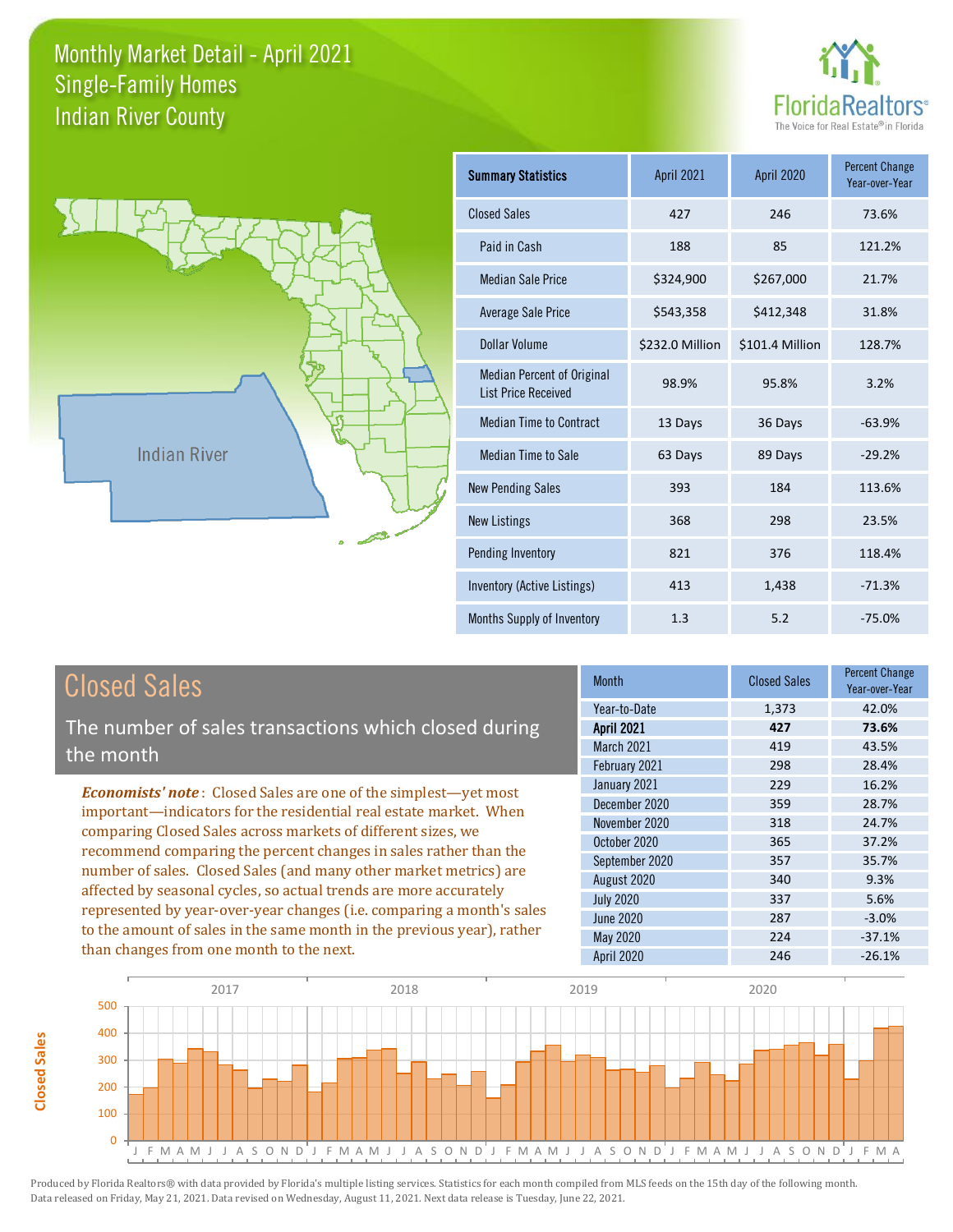# Monthly Market Detail - April 2021
## Single-Family Homes
## Indian River County

FloridaRealtors® The Voice for Real Estate® in Florida

Indian River

| Summary Statistics | April 2021 | April 2020 | Percent Change Year-over-Year |
|---|---|---|---|
| Closed Sales | 427 | 246 | 73.6% |
| Paid in Cash | 188 | 85 | 121.2% |
| Median Sale Price | $324,900 | $267,000 | 21.7% |
| Average Sale Price | $543,358 | $412,348 | 31.8% |
| Dollar Volume | $232.0 Million | $101.4 Million | 128.7% |
| Median Percent of Original List Price Received | 98.9% | 95.8% | 3.2% |
| Median Time to Contract | 13 Days | 36 Days | -63.9% |
| Median Time to Sale | 63 Days | 89 Days | -29.2% |
| New Pending Sales | 393 | 184 | 113.6% |
| New Listings | 368 | 298 | 23.5% |
| Pending Inventory | 821 | 376 | 118.4% |
| Inventory (Active Listings) | 413 | 1,438 | -71.3% |
| Months Supply of Inventory | 1.3 | 5.2 | -75.0% |

## Closed Sales

The number of sales transactions which closed during the month

*Economists' note*: Closed Sales are one of the simplest—yet most important—indicators for the residential real estate market. When comparing Closed Sales across markets of different sizes, we recommend comparing the percent changes in sales rather than the number of sales. Closed Sales (and many other market metrics) are affected by seasonal cycles, so actual trends are more accurately represented by year-over-year changes (i.e. comparing a month's sales to the amount of sales in the same month in the previous year), rather than changes from one month to the next.

| Month | Closed Sales | Percent Change Year-over-Year |
|---|---|---|
| Year-to-Date | 1,373 | 42.0% |
| **April 2021** | **427** | **73.6%** |
| March 2021 | 419 | 43.5% |
| February 2021 | 298 | 28.4% |
| January 2021 | 229 | 16.2% |
| December 2020 | 359 | 28.7% |
| November 2020 | 318 | 24.7% |
| October 2020 | 365 | 37.2% |
| September 2020 | 357 | 35.7% |
| August 2020 | 340 | 9.3% |
| July 2020 | 337 | 5.6% |
| June 2020 | 287 | -3.0% |
| May 2020 | 224 | -37.1% |
| April 2020 | 246 | -26.1% |

Produced by Florida Realtors® with data provided by Florida's multiple listing services. Statistics for each month compiled from MLS feeds on the 15th day of the following month. Data released on Friday, May 21, 2021. Data revised on Wednesday, August 11, 2021. Next data release is Tuesday, June 22, 2021.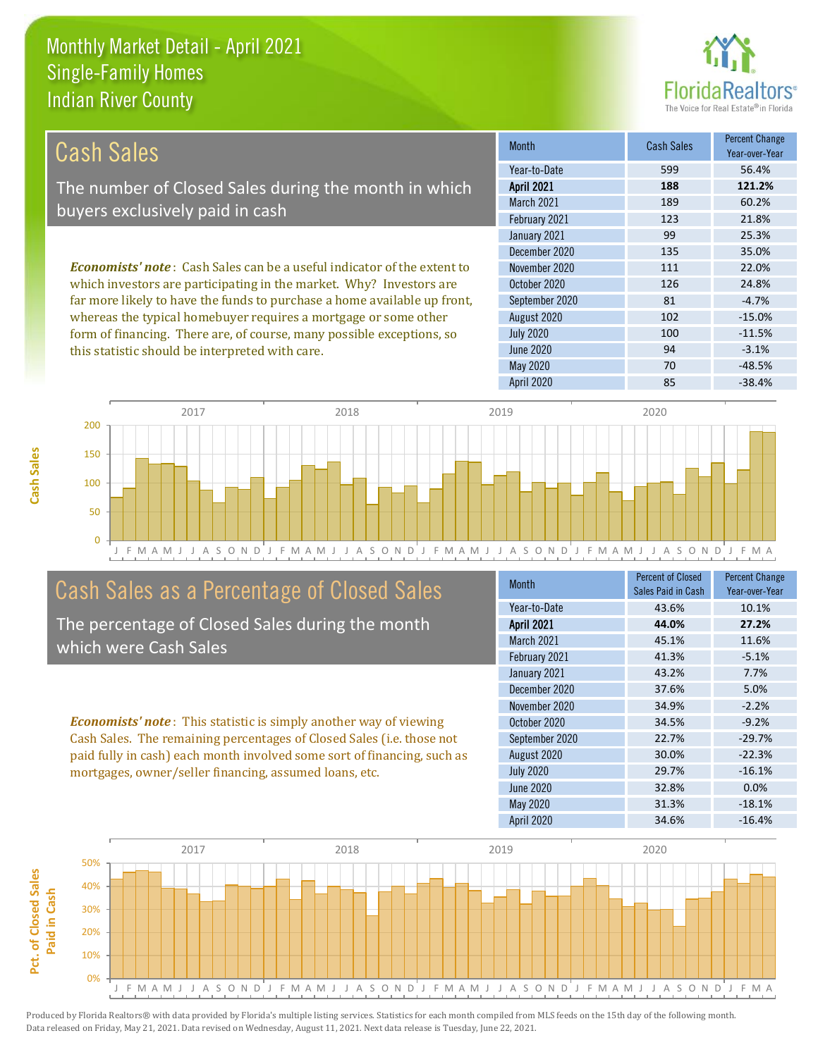# Monthly Market Detail - April 2021
## Single-Family Homes
## Indian River County

## Cash Sales

The number of Closed Sales during the month in which buyers exclusively paid in cash

***Economists' note***: Cash Sales can be a useful indicator of the extent to which investors are participating in the market. Why? Investors are far more likely to have the funds to purchase a home available up front, whereas the typical homebuyer requires a mortgage or some other form of financing. There are, of course, many possible exceptions, so this statistic should be interpreted with care.

| Month | Cash Sales | Percent Change Year-over-Year |
|---|---|---|
| Year-to-Date | 599 | 56.4% |
| **April 2021** | **188** | **121.2%** |
| March 2021 | 189 | 60.2% |
| February 2021 | 123 | 21.8% |
| January 2021 | 99 | 25.3% |
| December 2020 | 135 | 35.0% |
| November 2020 | 111 | 22.0% |
| October 2020 | 126 | 24.8% |
| September 2020 | 81 | -4.7% |
| August 2020 | 102 | -15.0% |
| July 2020 | 100 | -11.5% |
| June 2020 | 94 | -3.1% |
| May 2020 | 70 | -48.5% |
| April 2020 | 85 | -38.4% |

## Cash Sales as a Percentage of Closed Sales

The percentage of Closed Sales during the month which were Cash Sales

***Economists' note***: This statistic is simply another way of viewing Cash Sales. The remaining percentages of Closed Sales (i.e. those not paid fully in cash) each month involved some sort of financing, such as mortgages, owner/seller financing, assumed loans, etc.

| Month | Percent of Closed Sales Paid in Cash | Percent Change Year-over-Year |
|---|---|---|
| Year-to-Date | 43.6% | 10.1% |
| **April 2021** | **44.0%** | **27.2%** |
| March 2021 | 45.1% | 11.6% |
| February 2021 | 41.3% | -5.1% |
| January 2021 | 43.2% | 7.7% |
| December 2020 | 37.6% | 5.0% |
| November 2020 | 34.9% | -2.2% |
| October 2020 | 34.5% | -9.2% |
| September 2020 | 22.7% | -29.7% |
| August 2020 | 30.0% | -22.3% |
| July 2020 | 29.7% | -16.1% |
| June 2020 | 32.8% | 0.0% |
| May 2020 | 31.3% | -18.1% |
| April 2020 | 34.6% | -16.4% |

Produced by Florida Realtors® with data provided by Florida's multiple listing services. Statistics for each month compiled from MLS feeds on the 15th day of the following month. Data released on Friday, May 21, 2021. Data revised on Wednesday, August 11, 2021. Next data release is Tuesday, June 22, 2021.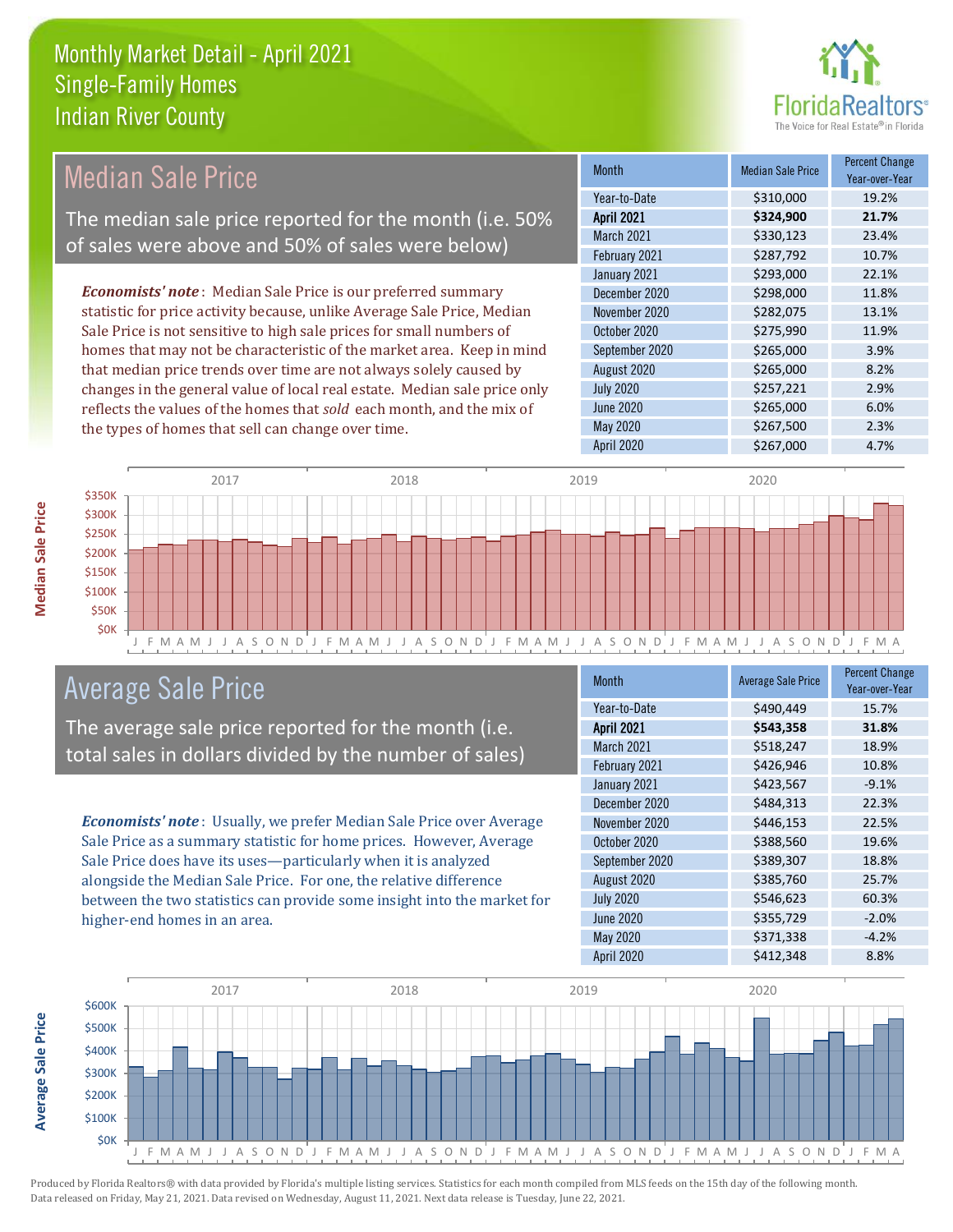# Monthly Market Detail - April 2021
## Single-Family Homes
## Indian River County

## Median Sale Price

The median sale price reported for the month (i.e. 50% of sales were above and 50% of sales were below)

*Economists' note*: Median Sale Price is our preferred summary statistic for price activity because, unlike Average Sale Price, Median Sale Price is not sensitive to high sale prices for small numbers of homes that may not be characteristic of the market area. Keep in mind that median price trends over time are not always solely caused by changes in the general value of local real estate. Median sale price only reflects the values of the homes that *sold* each month, and the mix of the types of homes that sell can change over time.

| Month | Median Sale Price | Percent Change Year-over-Year |
|---|---|---|
| Year-to-Date | $310,000 | 19.2% |
| **April 2021** | **$324,900** | **21.7%** |
| March 2021 | $330,123 | 23.4% |
| February 2021 | $287,792 | 10.7% |
| January 2021 | $293,000 | 22.1% |
| December 2020 | $298,000 | 11.8% |
| November 2020 | $282,075 | 13.1% |
| October 2020 | $275,990 | 11.9% |
| September 2020 | $265,000 | 3.9% |
| August 2020 | $265,000 | 8.2% |
| July 2020 | $257,221 | 2.9% |
| June 2020 | $265,000 | 6.0% |
| May 2020 | $267,500 | 2.3% |
| April 2020 | $267,000 | 4.7% |

## Average Sale Price

The average sale price reported for the month (i.e. total sales in dollars divided by the number of sales)

*Economists' note*: Usually, we prefer Median Sale Price over Average Sale Price as a summary statistic for home prices. However, Average Sale Price does have its uses—particularly when it is analyzed alongside the Median Sale Price. For one, the relative difference between the two statistics can provide some insight into the market for higher-end homes in an area.

| Month | Average Sale Price | Percent Change Year-over-Year |
|---|---|---|
| Year-to-Date | $490,449 | 15.7% |
| **April 2021** | **$543,358** | **31.8%** |
| March 2021 | $518,247 | 18.9% |
| February 2021 | $426,946 | 10.8% |
| January 2021 | $423,567 | -9.1% |
| December 2020 | $484,313 | 22.3% |
| November 2020 | $446,153 | 22.5% |
| October 2020 | $388,560 | 19.6% |
| September 2020 | $389,307 | 18.8% |
| August 2020 | $385,760 | 25.7% |
| July 2020 | $546,623 | 60.3% |
| June 2020 | $355,729 | -2.0% |
| May 2020 | $371,338 | -4.2% |
| April 2020 | $412,348 | 8.8% |

Produced by Florida Realtors® with data provided by Florida's multiple listing services. Statistics for each month compiled from MLS feeds on the 15th day of the following month. Data released on Friday, May 21, 2021. Data revised on Wednesday, August 11, 2021. Next data release is Tuesday, June 22, 2021.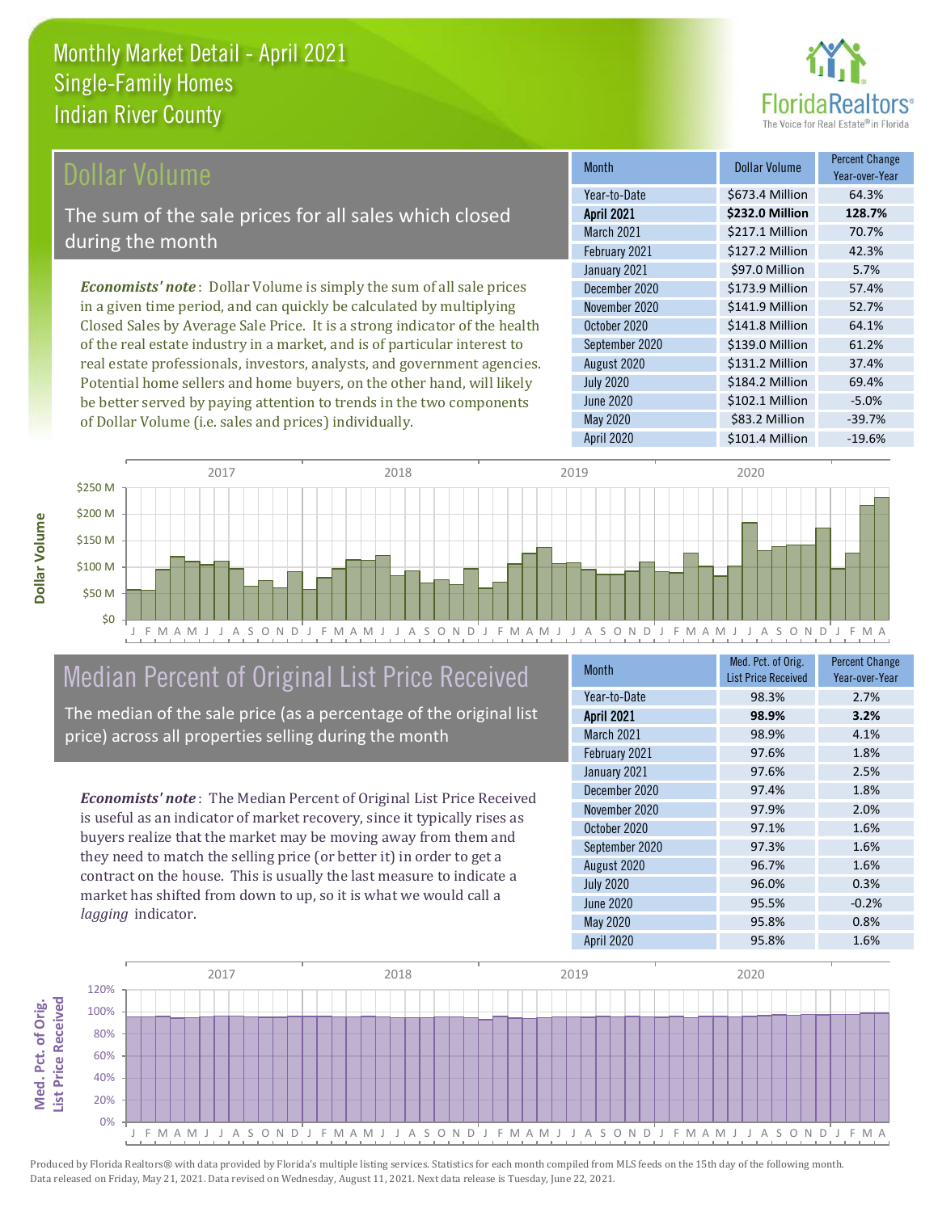# Monthly Market Detail - April 2021
## Single-Family Homes
## Indian River County

## Dollar Volume

The sum of the sale prices for all sales which closed during the month

*Economists' note*: Dollar Volume is simply the sum of all sale prices in a given time period, and can quickly be calculated by multiplying Closed Sales by Average Sale Price. It is a strong indicator of the health of the real estate industry in a market, and is of particular interest to real estate professionals, investors, analysts, and government agencies. Potential home sellers and home buyers, on the other hand, will likely be better served by paying attention to trends in the two components of Dollar Volume (i.e. sales and prices) individually.

| Month | Dollar Volume | Percent Change Year-over-Year |
|---|---|---|
| Year-to-Date | $673.4 Million | 64.3% |
| **April 2021** | **$232.0 Million** | **128.7%** |
| March 2021 | $217.1 Million | 70.7% |
| February 2021 | $127.2 Million | 42.3% |
| January 2021 | $97.0 Million | 5.7% |
| December 2020 | $173.9 Million | 57.4% |
| November 2020 | $141.9 Million | 52.7% |
| October 2020 | $141.8 Million | 64.1% |
| September 2020 | $139.0 Million | 61.2% |
| August 2020 | $131.2 Million | 37.4% |
| July 2020 | $184.2 Million | 69.4% |
| June 2020 | $102.1 Million | -5.0% |
| May 2020 | $83.2 Million | -39.7% |
| April 2020 | $101.4 Million | -19.6% |

## Median Percent of Original List Price Received

The median of the sale price (as a percentage of the original list price) across all properties selling during the month

*Economists' note*: The Median Percent of Original List Price Received is useful as an indicator of market recovery, since it typically rises as buyers realize that the market may be moving away from them and they need to match the selling price (or better it) in order to get a contract on the house. This is usually the last measure to indicate a market has shifted from down to up, so it is what we would call a *lagging* indicator.

| Month | Med. Pct. of Orig. List Price Received | Percent Change Year-over-Year |
|---|---|---|
| Year-to-Date | 98.3% | 2.7% |
| **April 2021** | **98.9%** | **3.2%** |
| March 2021 | 98.9% | 4.1% |
| February 2021 | 97.6% | 1.8% |
| January 2021 | 97.6% | 2.5% |
| December 2020 | 97.4% | 1.8% |
| November 2020 | 97.9% | 2.0% |
| October 2020 | 97.1% | 1.6% |
| September 2020 | 97.3% | 1.6% |
| August 2020 | 96.7% | 1.6% |
| July 2020 | 96.0% | 0.3% |
| June 2020 | 95.5% | -0.2% |
| May 2020 | 95.8% | 0.8% |
| April 2020 | 95.8% | 1.6% |

Produced by Florida Realtors® with data provided by Florida's multiple listing services. Statistics for each month compiled from MLS feeds on the 15th day of the following month. Data released on Friday, May 21, 2021. Data revised on Wednesday, August 11, 2021. Next data release is Tuesday, June 22, 2021.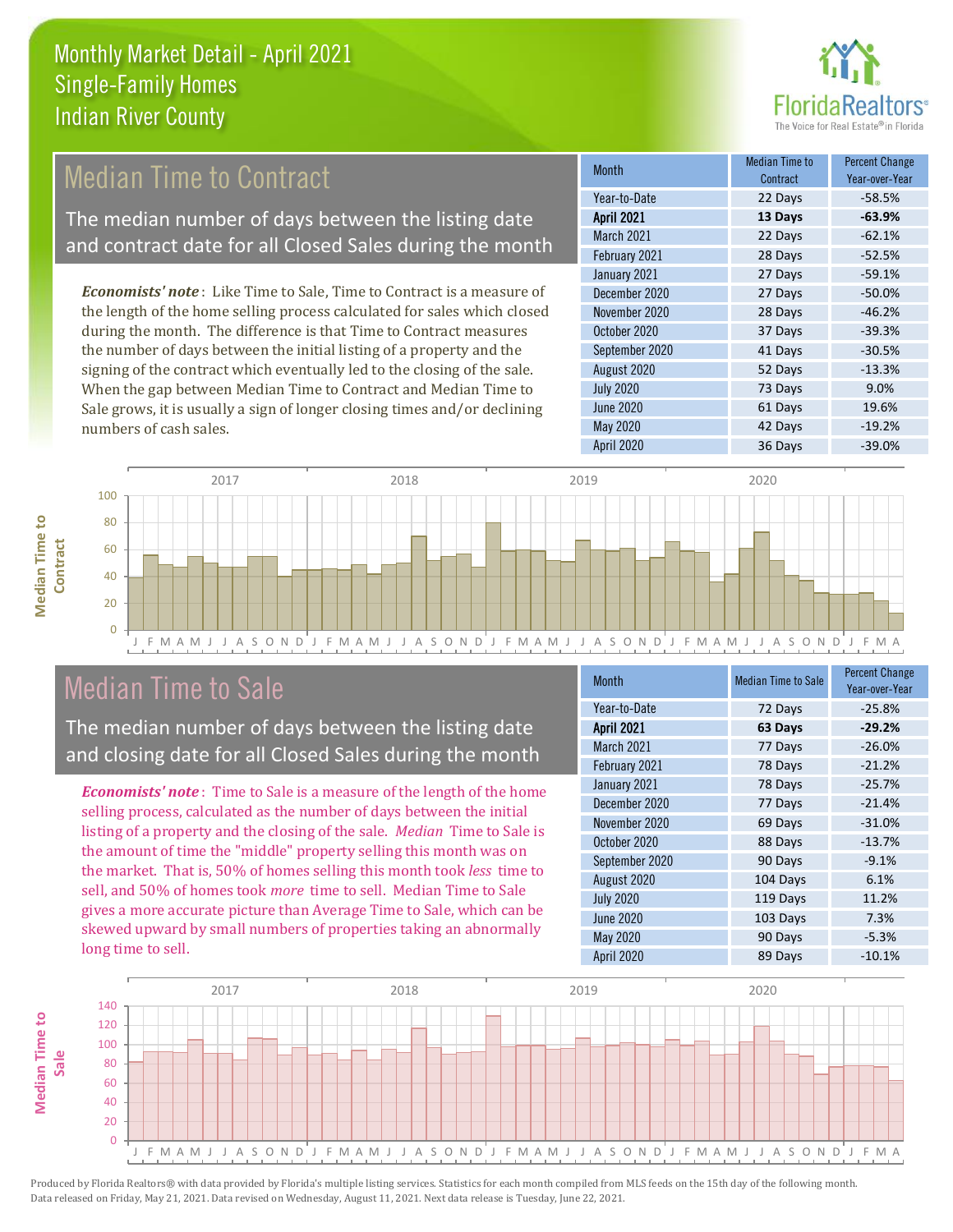# Monthly Market Detail - April 2021
## Single-Family Homes
## Indian River County

## Median Time to Contract

The median number of days between the listing date and contract date for all Closed Sales during the month

*Economists' note*: Like Time to Sale, Time to Contract is a measure of the length of the home selling process calculated for sales which closed during the month. The difference is that Time to Contract measures the number of days between the initial listing of a property and the signing of the contract which eventually led to the closing of the sale. When the gap between Median Time to Contract and Median Time to Sale grows, it is usually a sign of longer closing times and/or declining numbers of cash sales.

| Month | Median Time to Contract | Percent Change Year-over-Year |
|---|---|---|
| Year-to-Date | 22 Days | -58.5% |
| **April 2021** | **13 Days** | **-63.9%** |
| March 2021 | 22 Days | -62.1% |
| February 2021 | 28 Days | -52.5% |
| January 2021 | 27 Days | -59.1% |
| December 2020 | 27 Days | -50.0% |
| November 2020 | 28 Days | -46.2% |
| October 2020 | 37 Days | -39.3% |
| September 2020 | 41 Days | -30.5% |
| August 2020 | 52 Days | -13.3% |
| July 2020 | 73 Days | 9.0% |
| June 2020 | 61 Days | 19.6% |
| May 2020 | 42 Days | -19.2% |
| April 2020 | 36 Days | -39.0% |

## Median Time to Sale

The median number of days between the listing date and closing date for all Closed Sales during the month

*Economists' note*: Time to Sale is a measure of the length of the home selling process, calculated as the number of days between the initial listing of a property and the closing of the sale. *Median* Time to Sale is the amount of time the "middle" property selling this month was on the market. That is, 50% of homes selling this month took *less* time to sell, and 50% of homes took *more* time to sell. Median Time to Sale gives a more accurate picture than Average Time to Sale, which can be skewed upward by small numbers of properties taking an abnormally long time to sell.

| Month | Median Time to Sale | Percent Change Year-over-Year |
|---|---|---|
| Year-to-Date | 72 Days | -25.8% |
| **April 2021** | **63 Days** | **-29.2%** |
| March 2021 | 77 Days | -26.0% |
| February 2021 | 78 Days | -21.2% |
| January 2021 | 78 Days | -25.7% |
| December 2020 | 77 Days | -21.4% |
| November 2020 | 69 Days | -31.0% |
| October 2020 | 88 Days | -13.7% |
| September 2020 | 90 Days | -9.1% |
| August 2020 | 104 Days | 6.1% |
| July 2020 | 119 Days | 11.2% |
| June 2020 | 103 Days | 7.3% |
| May 2020 | 90 Days | -5.3% |
| April 2020 | 89 Days | -10.1% |

Produced by Florida Realtors® with data provided by Florida's multiple listing services. Statistics for each month compiled from MLS feeds on the 15th day of the following month. Data released on Friday, May 21, 2021. Data revised on Wednesday, August 11, 2021. Next data release is Tuesday, June 22, 2021.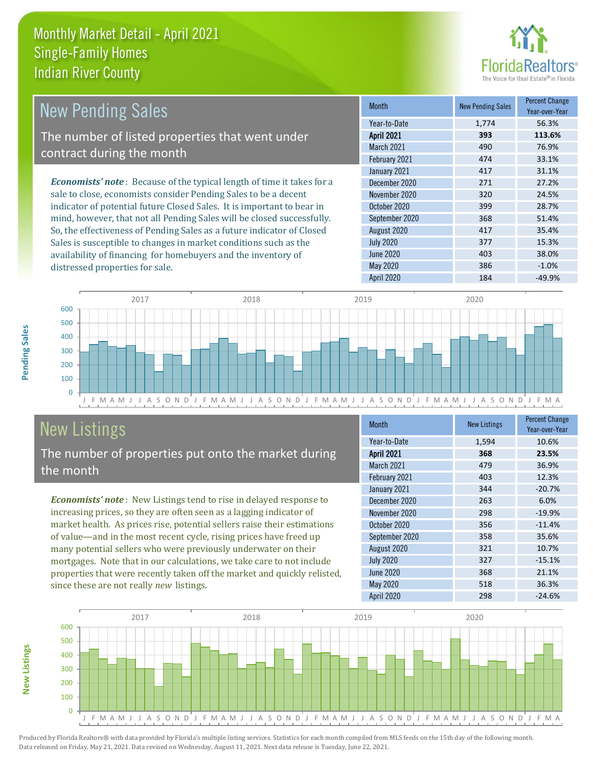# Monthly Market Detail - April 2021
## Single-Family Homes
## Indian River County

## New Pending Sales

The number of listed properties that went under contract during the month

*Economists' note*: Because of the typical length of time it takes for a sale to close, economists consider Pending Sales to be a decent indicator of potential future Closed Sales. It is important to bear in mind, however, that not all Pending Sales will be closed successfully. So, the effectiveness of Pending Sales as a future indicator of Closed Sales is susceptible to changes in market conditions such as the availability of financing for homebuyers and the inventory of distressed properties for sale.

| Month | New Pending Sales | Percent Change Year-over-Year |
|---|---|---|
| Year-to-Date | 1,774 | 56.3% |
| **April 2021** | **393** | **113.6%** |
| March 2021 | 490 | 76.9% |
| February 2021 | 474 | 33.1% |
| January 2021 | 417 | 31.1% |
| December 2020 | 271 | 27.2% |
| November 2020 | 320 | 24.5% |
| October 2020 | 399 | 28.7% |
| September 2020 | 368 | 51.4% |
| August 2020 | 417 | 35.4% |
| July 2020 | 377 | 15.3% |
| June 2020 | 403 | 38.0% |
| May 2020 | 386 | -1.0% |
| April 2020 | 184 | -49.9% |

## New Listings

The number of properties put onto the market during the month

*Economists' note*: New Listings tend to rise in delayed response to increasing prices, so they are often seen as a lagging indicator of market health. As prices rise, potential sellers raise their estimations of value—and in the most recent cycle, rising prices have freed up many potential sellers who were previously underwater on their mortgages. Note that in our calculations, we take care to not include properties that were recently taken off the market and quickly relisted, since these are not really *new* listings.

| Month | New Listings | Percent Change Year-over-Year |
|---|---|---|
| Year-to-Date | 1,594 | 10.6% |
| **April 2021** | **368** | **23.5%** |
| March 2021 | 479 | 36.9% |
| February 2021 | 403 | 12.3% |
| January 2021 | 344 | -20.7% |
| December 2020 | 263 | 6.0% |
| November 2020 | 298 | -19.9% |
| October 2020 | 356 | -11.4% |
| September 2020 | 358 | 35.6% |
| August 2020 | 321 | 10.7% |
| July 2020 | 327 | -15.1% |
| June 2020 | 368 | 21.1% |
| May 2020 | 518 | 36.3% |
| April 2020 | 298 | -24.6% |

Produced by Florida Realtors® with data provided by Florida's multiple listing services. Statistics for each month compiled from MLS feeds on the 15th day of the following month. Data released on Friday, May 21, 2021. Data revised on Wednesday, August 11, 2021. Next data release is Tuesday, June 22, 2021.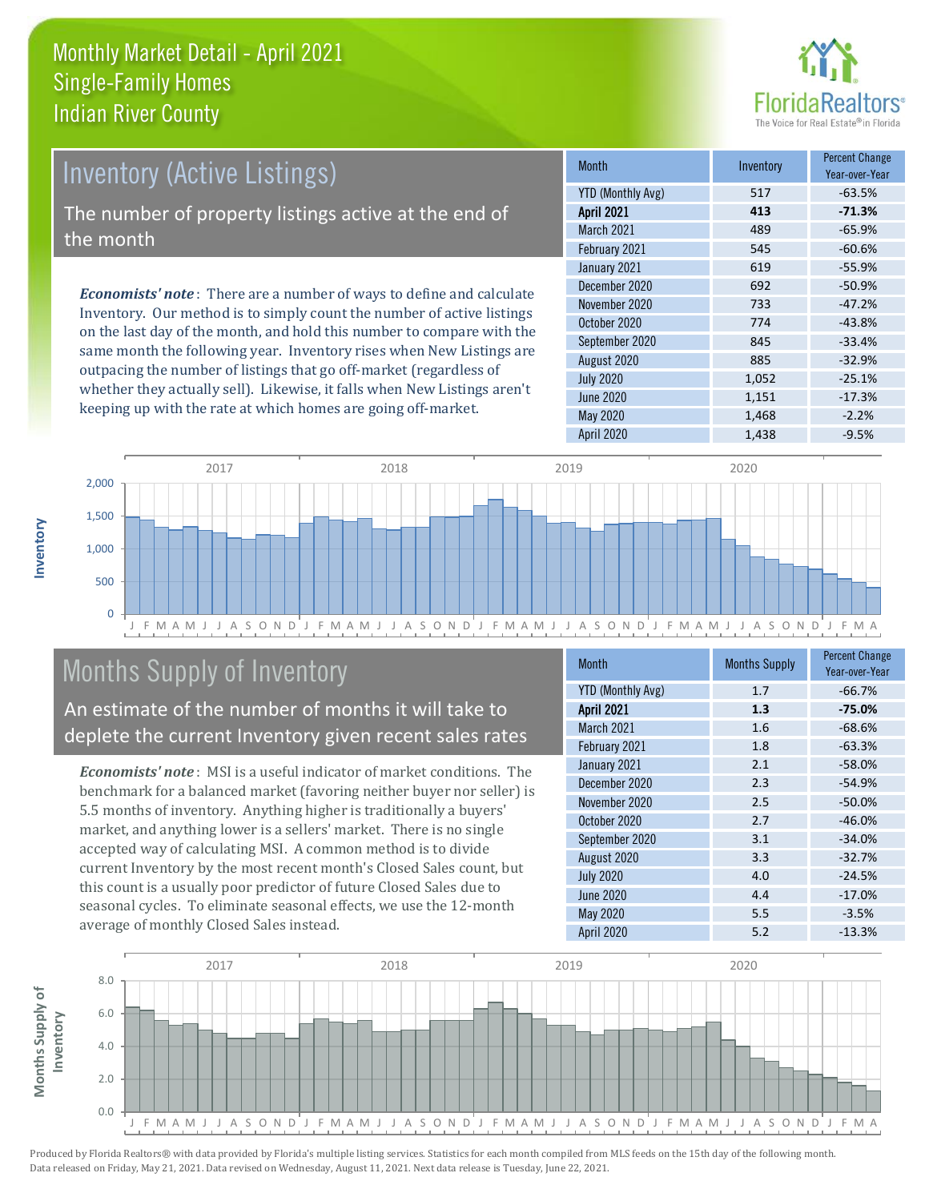# Monthly Market Detail - April 2021
## Single-Family Homes
## Indian River County

## Inventory (Active Listings)

The number of property listings active at the end of the month

*Economists' note*: There are a number of ways to define and calculate Inventory. Our method is to simply count the number of active listings on the last day of the month, and hold this number to compare with the same month the following year. Inventory rises when New Listings are outpacing the number of listings that go off-market (regardless of whether they actually sell). Likewise, it falls when New Listings aren't keeping up with the rate at which homes are going off-market.

| Month | Inventory | Percent Change Year-over-Year |
|---|---|---|
| YTD (Monthly Avg) | 517 | -63.5% |
| **April 2021** | **413** | **-71.3%** |
| March 2021 | 489 | -65.9% |
| February 2021 | 545 | -60.6% |
| January 2021 | 619 | -55.9% |
| December 2020 | 692 | -50.9% |
| November 2020 | 733 | -47.2% |
| October 2020 | 774 | -43.8% |
| September 2020 | 845 | -33.4% |
| August 2020 | 885 | -32.9% |
| July 2020 | 1,052 | -25.1% |
| June 2020 | 1,151 | -17.3% |
| May 2020 | 1,468 | -2.2% |
| April 2020 | 1,438 | -9.5% |

## Months Supply of Inventory

An estimate of the number of months it will take to deplete the current Inventory given recent sales rates

*Economists' note*: MSI is a useful indicator of market conditions. The benchmark for a balanced market (favoring neither buyer nor seller) is 5.5 months of inventory. Anything higher is traditionally a buyers' market, and anything lower is a sellers' market. There is no single accepted way of calculating MSI. A common method is to divide current Inventory by the most recent month's Closed Sales count, but this count is a usually poor predictor of future Closed Sales due to seasonal cycles. To eliminate seasonal effects, we use the 12-month average of monthly Closed Sales instead.

| Month | Months Supply | Percent Change Year-over-Year |
|---|---|---|
| YTD (Monthly Avg) | 1.7 | -66.7% |
| **April 2021** | **1.3** | **-75.0%** |
| March 2021 | 1.6 | -68.6% |
| February 2021 | 1.8 | -63.3% |
| January 2021 | 2.1 | -58.0% |
| December 2020 | 2.3 | -54.9% |
| November 2020 | 2.5 | -50.0% |
| October 2020 | 2.7 | -46.0% |
| September 2020 | 3.1 | -34.0% |
| August 2020 | 3.3 | -32.7% |
| July 2020 | 4.0 | -24.5% |
| June 2020 | 4.4 | -17.0% |
| May 2020 | 5.5 | -3.5% |
| April 2020 | 5.2 | -13.3% |

Produced by Florida Realtors® with data provided by Florida's multiple listing services. Statistics for each month compiled from MLS feeds on the 15th day of the following month. Data released on Friday, May 21, 2021. Data revised on Wednesday, August 11, 2021. Next data release is Tuesday, June 22, 2021.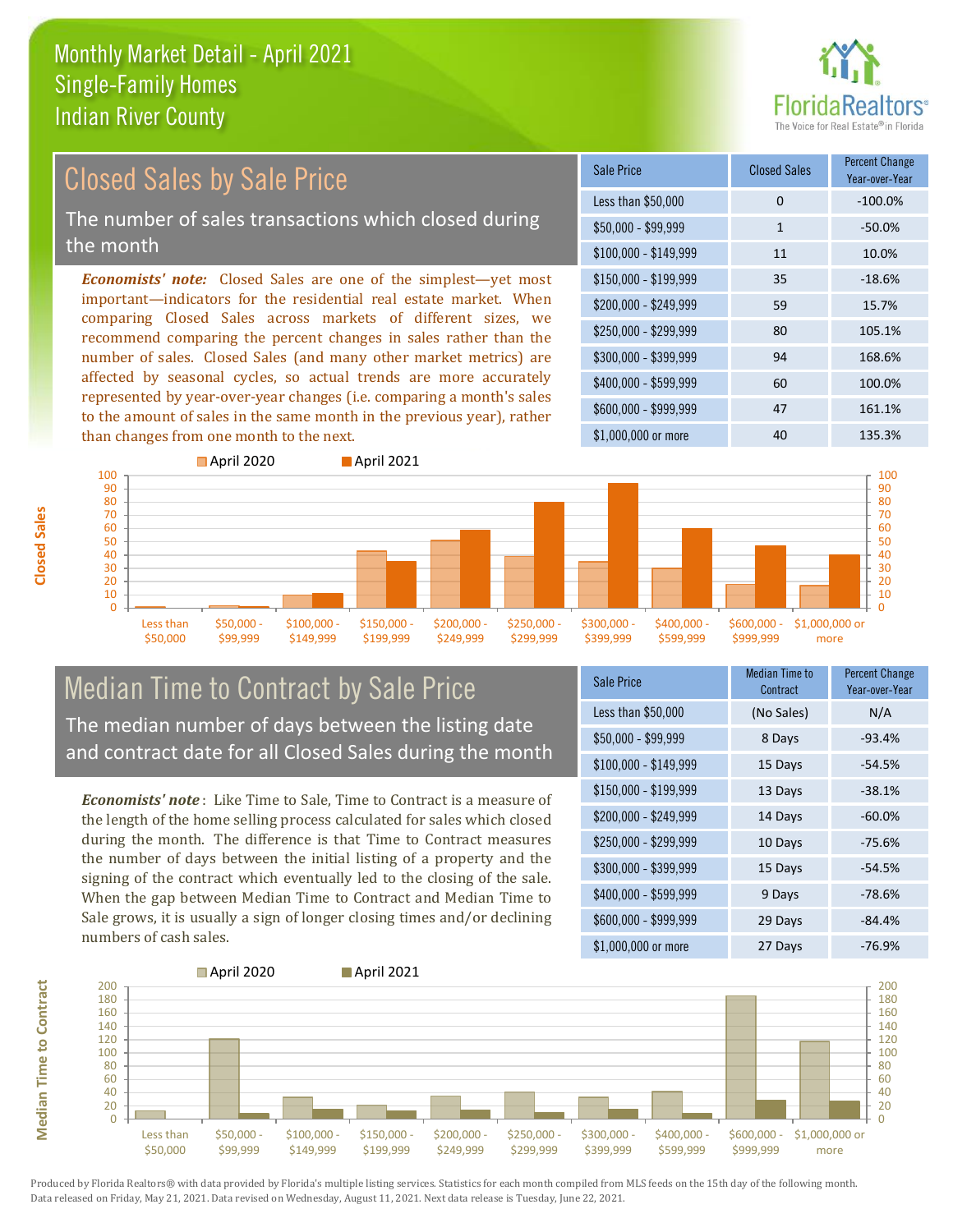# Monthly Market Detail - April 2021
## Single-Family Homes
## Indian River County

## Closed Sales by Sale Price

The number of sales transactions which closed during the month

*Economists' note:* Closed Sales are one of the simplest—yet most important—indicators for the residential real estate market. When comparing Closed Sales across markets of different sizes, we recommend comparing the percent changes in sales rather than the number of sales. Closed Sales (and many other market metrics) are affected by seasonal cycles, so actual trends are more accurately represented by year-over-year changes (i.e. comparing a month's sales to the amount of sales in the same month in the previous year), rather than changes from one month to the next.

| Sale Price | Closed Sales | Percent Change Year-over-Year |
|---|---|---|
| Less than $50,000 | 0 | -100.0% |
| $50,000 - $99,999 | 1 | -50.0% |
| $100,000 - $149,999 | 11 | 10.0% |
| $150,000 - $199,999 | 35 | -18.6% |
| $200,000 - $249,999 | 59 | 15.7% |
| $250,000 - $299,999 | 80 | 105.1% |
| $300,000 - $399,999 | 94 | 168.6% |
| $400,000 - $599,999 | 60 | 100.0% |
| $600,000 - $999,999 | 47 | 161.1% |
| $1,000,000 or more | 40 | 135.3% |

## Median Time to Contract by Sale Price

The median number of days between the listing date and contract date for all Closed Sales during the month

*Economists' note*: Like Time to Sale, Time to Contract is a measure of the length of the home selling process calculated for sales which closed during the month. The difference is that Time to Contract measures the number of days between the initial listing of a property and the signing of the contract which eventually led to the closing of the sale. When the gap between Median Time to Contract and Median Time to Sale grows, it is usually a sign of longer closing times and/or declining numbers of cash sales.

| Sale Price | Median Time to Contract | Percent Change Year-over-Year |
|---|---|---|
| Less than $50,000 | (No Sales) | N/A |
| $50,000 - $99,999 | 8 Days | -93.4% |
| $100,000 - $149,999 | 15 Days | -54.5% |
| $150,000 - $199,999 | 13 Days | -38.1% |
| $200,000 - $249,999 | 14 Days | -60.0% |
| $250,000 - $299,999 | 10 Days | -75.6% |
| $300,000 - $399,999 | 15 Days | -54.5% |
| $400,000 - $599,999 | 9 Days | -78.6% |
| $600,000 - $999,999 | 29 Days | -84.4% |
| $1,000,000 or more | 27 Days | -76.9% |

Produced by Florida Realtors® with data provided by Florida's multiple listing services. Statistics for each month compiled from MLS feeds on the 15th day of the following month. Data released on Friday, May 21, 2021. Data revised on Wednesday, August 11, 2021. Next data release is Tuesday, June 22, 2021.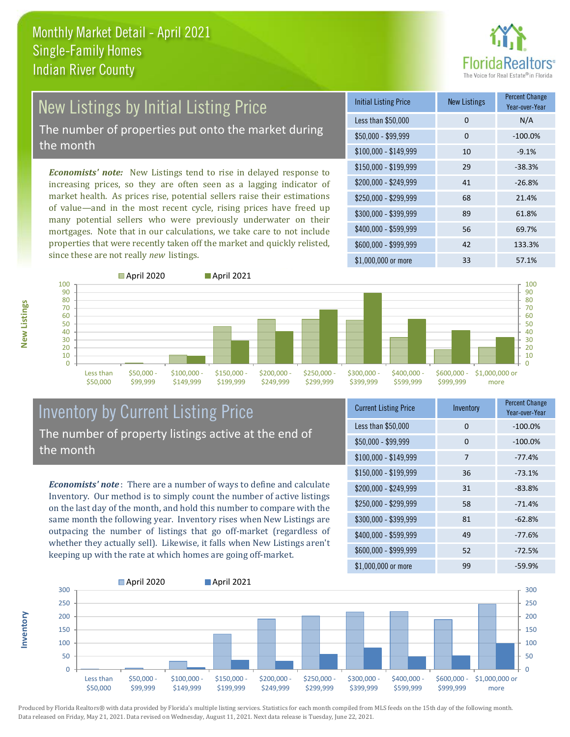# Monthly Market Detail - April 2021
## Single-Family Homes
## Indian River County

## New Listings by Initial Listing Price

The number of properties put onto the market during the month

***Economists' note:*** New Listings tend to rise in delayed response to increasing prices, so they are often seen as a lagging indicator of market health. As prices rise, potential sellers raise their estimations of value—and in the most recent cycle, rising prices have freed up many potential sellers who were previously underwater on their mortgages. Note that in our calculations, we take care to not include properties that were recently taken off the market and quickly relisted, since these are not really *new* listings.

| Initial Listing Price | New Listings | Percent Change Year-over-Year |
|---|---|---|
| Less than $50,000 | 0 | N/A |
| $50,000 - $99,999 | 0 | -100.0% |
| $100,000 - $149,999 | 10 | -9.1% |
| $150,000 - $199,999 | 29 | -38.3% |
| $200,000 - $249,999 | 41 | -26.8% |
| $250,000 - $299,999 | 68 | 21.4% |
| $300,000 - $399,999 | 89 | 61.8% |
| $400,000 - $599,999 | 56 | 69.7% |
| $600,000 - $999,999 | 42 | 133.3% |
| $1,000,000 or more | 33 | 57.1% |

## Inventory by Current Listing Price

The number of property listings active at the end of the month

***Economists' note***: There are a number of ways to define and calculate Inventory. Our method is to simply count the number of active listings on the last day of the month, and hold this number to compare with the same month the following year. Inventory rises when New Listings are outpacing the number of listings that go off-market (regardless of whether they actually sell). Likewise, it falls when New Listings aren't keeping up with the rate at which homes are going off-market.

| Current Listing Price | Inventory | Percent Change Year-over-Year |
|---|---|---|
| Less than $50,000 | 0 | -100.0% |
| $50,000 - $99,999 | 0 | -100.0% |
| $100,000 - $149,999 | 7 | -77.4% |
| $150,000 - $199,999 | 36 | -73.1% |
| $200,000 - $249,999 | 31 | -83.8% |
| $250,000 - $299,999 | 58 | -71.4% |
| $300,000 - $399,999 | 81 | -62.8% |
| $400,000 - $599,999 | 49 | -77.6% |
| $600,000 - $999,999 | 52 | -72.5% |
| $1,000,000 or more | 99 | -59.9% |

Produced by Florida Realtors® with data provided by Florida's multiple listing services. Statistics for each month compiled from MLS feeds on the 15th day of the following month. Data released on Friday, May 21, 2021. Data revised on Wednesday, August 11, 2021. Next data release is Tuesday, June 22, 2021.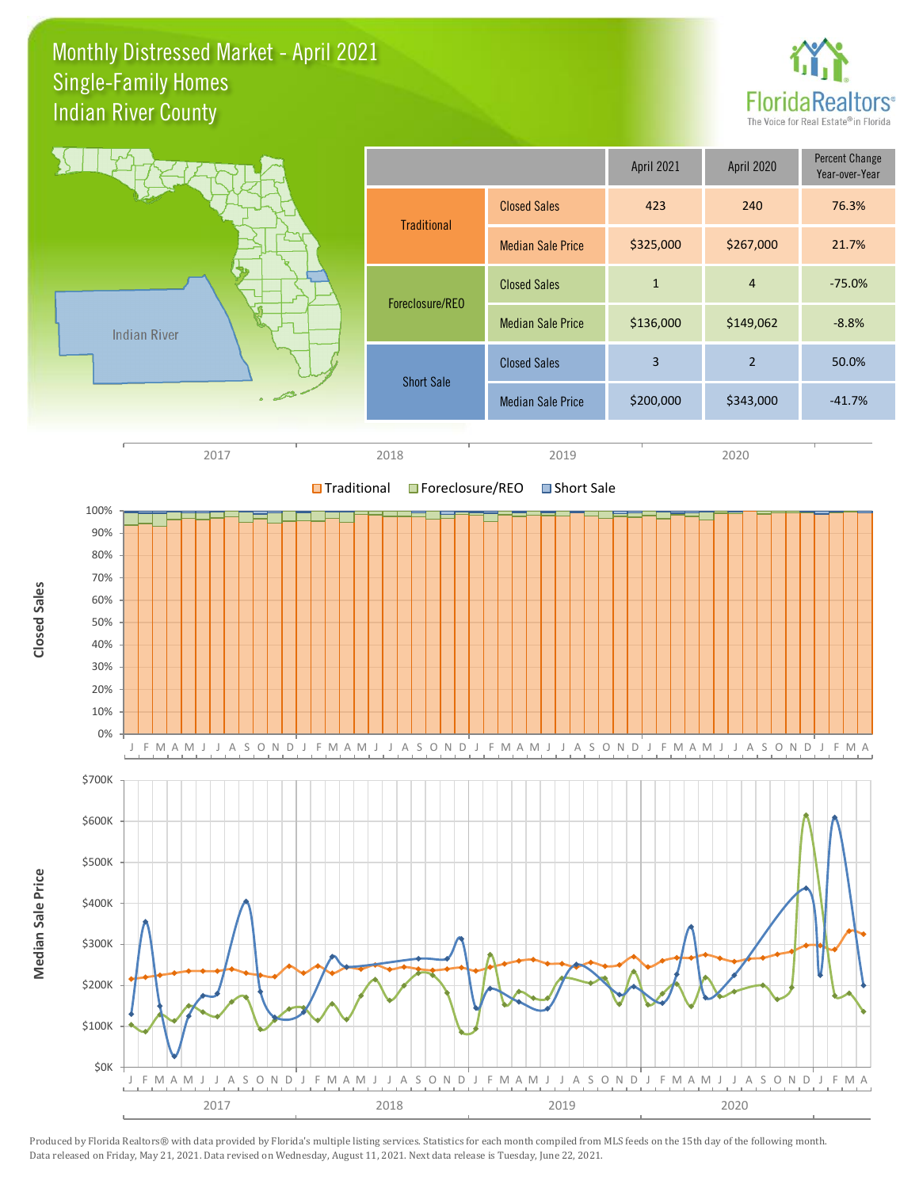# Monthly Distressed Market - April 2021
## Single-Family Homes
## Indian River County

FloridaRealtors®
The Voice for Real Estate® in Florida

Indian River

| | | April 2021 | April 2020 | Percent Change Year-over-Year |
|---|---|---|---|---|
| Traditional | Closed Sales | 423 | 240 | 76.3% |
| | Median Sale Price | $325,000 | $267,000 | 21.7% |
| Foreclosure/REO | Closed Sales | 1 | 4 | -75.0% |
| | Median Sale Price | $136,000 | $149,062 | -8.8% |
| Short Sale | Closed Sales | 3 | 2 | 50.0% |
| | Median Sale Price | $200,000 | $343,000 | -41.7% |

2017 2018 2019 2020

Traditional Foreclosure/REO Short Sale

Closed Sales

100% 90% 80% 70% 60% 50% 40% 30% 20% 10% 0%

J F M A M J J A S O N D J F M A M J J A S O N D J F M A M J J A S O N D J F M A M J J A S O N D J F M A

Median Sale Price

$700K $600K $500K $400K $300K $200K $100K $0K

J F M A M J J A S O N D J F M A M J J A S O N D J F M A M J J A S O N D J F M A M J J A S O N D J F M A

2017 2018 2019 2020

Produced by Florida Realtors® with data provided by Florida's multiple listing services. Statistics for each month compiled from MLS feeds on the 15th day of the following month. Data released on Friday, May 21, 2021. Data revised on Wednesday, August 11, 2021. Next data release is Tuesday, June 22, 2021.